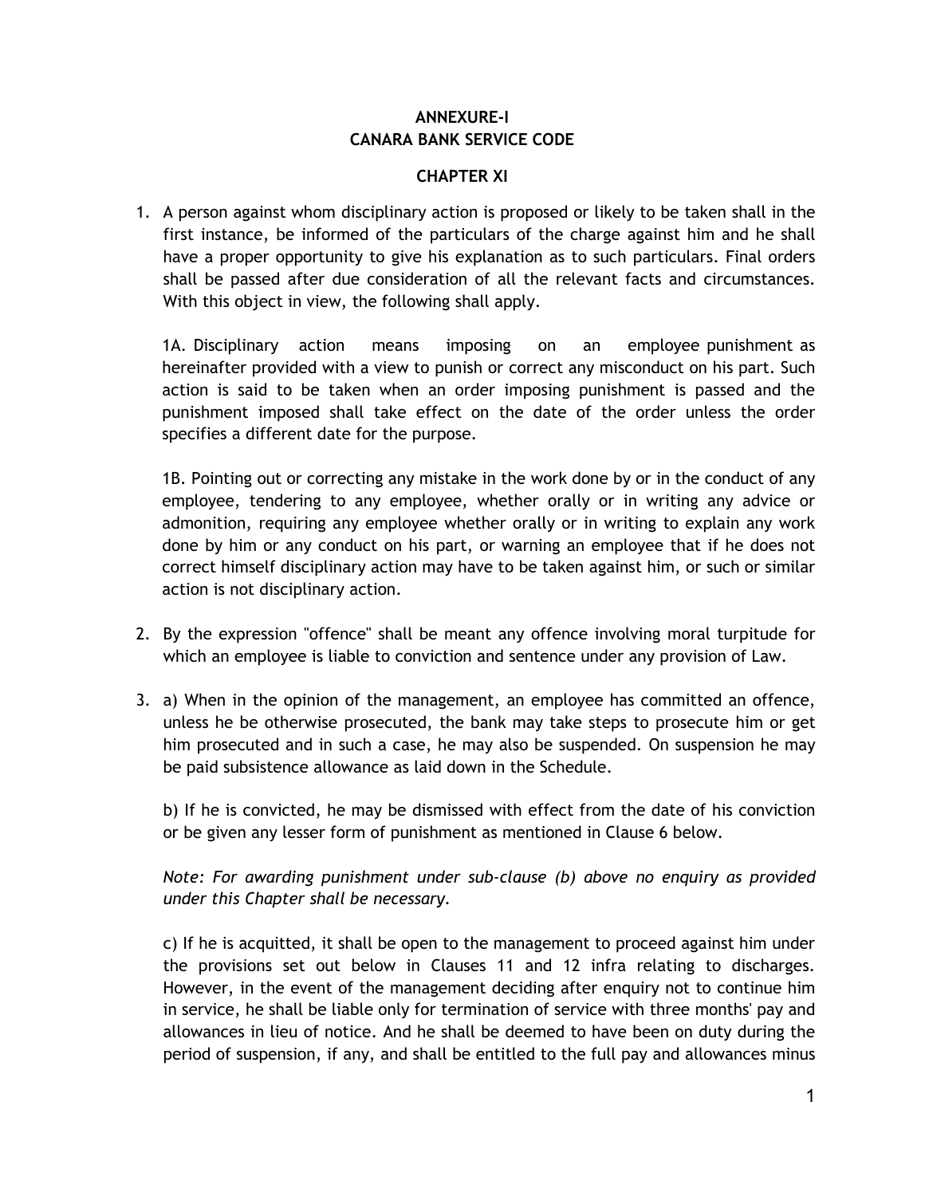# ANNEXURE-I
# CANARA BANK SERVICE CODE

## CHAPTER XI

1. A person against whom disciplinary action is proposed or likely to be taken shall in the first instance, be informed of the particulars of the charge against him and he shall have a proper opportunity to give his explanation as to such particulars. Final orders shall be passed after due consideration of all the relevant facts and circumstances. With this object in view, the following shall apply.

   1A. Disciplinary action means imposing on an employee punishment as hereinafter provided with a view to punish or correct any misconduct on his part. Such action is said to be taken when an order imposing punishment is passed and the punishment imposed shall take effect on the date of the order unless the order specifies a different date for the purpose.

   1B. Pointing out or correcting any mistake in the work done by or in the conduct of any employee, tendering to any employee, whether orally or in writing any advice or admonition, requiring any employee whether orally or in writing to explain any work done by him or any conduct on his part, or warning an employee that if he does not correct himself disciplinary action may have to be taken against him, or such or similar action is not disciplinary action.

2. By the expression "offence" shall be meant any offence involving moral turpitude for which an employee is liable to conviction and sentence under any provision of Law.

3. a) When in the opinion of the management, an employee has committed an offence, unless he be otherwise prosecuted, the bank may take steps to prosecute him or get him prosecuted and in such a case, he may also be suspended. On suspension he may be paid subsistence allowance as laid down in the Schedule.

   b) If he is convicted, he may be dismissed with effect from the date of his conviction or be given any lesser form of punishment as mentioned in Clause 6 below.

   *Note: For awarding punishment under sub-clause (b) above no enquiry as provided under this Chapter shall be necessary.*

   c) If he is acquitted, it shall be open to the management to proceed against him under the provisions set out below in Clauses 11 and 12 infra relating to discharges. However, in the event of the management deciding after enquiry not to continue him in service, he shall be liable only for termination of service with three months' pay and allowances in lieu of notice. And he shall be deemed to have been on duty during the period of suspension, if any, and shall be entitled to the full pay and allowances minus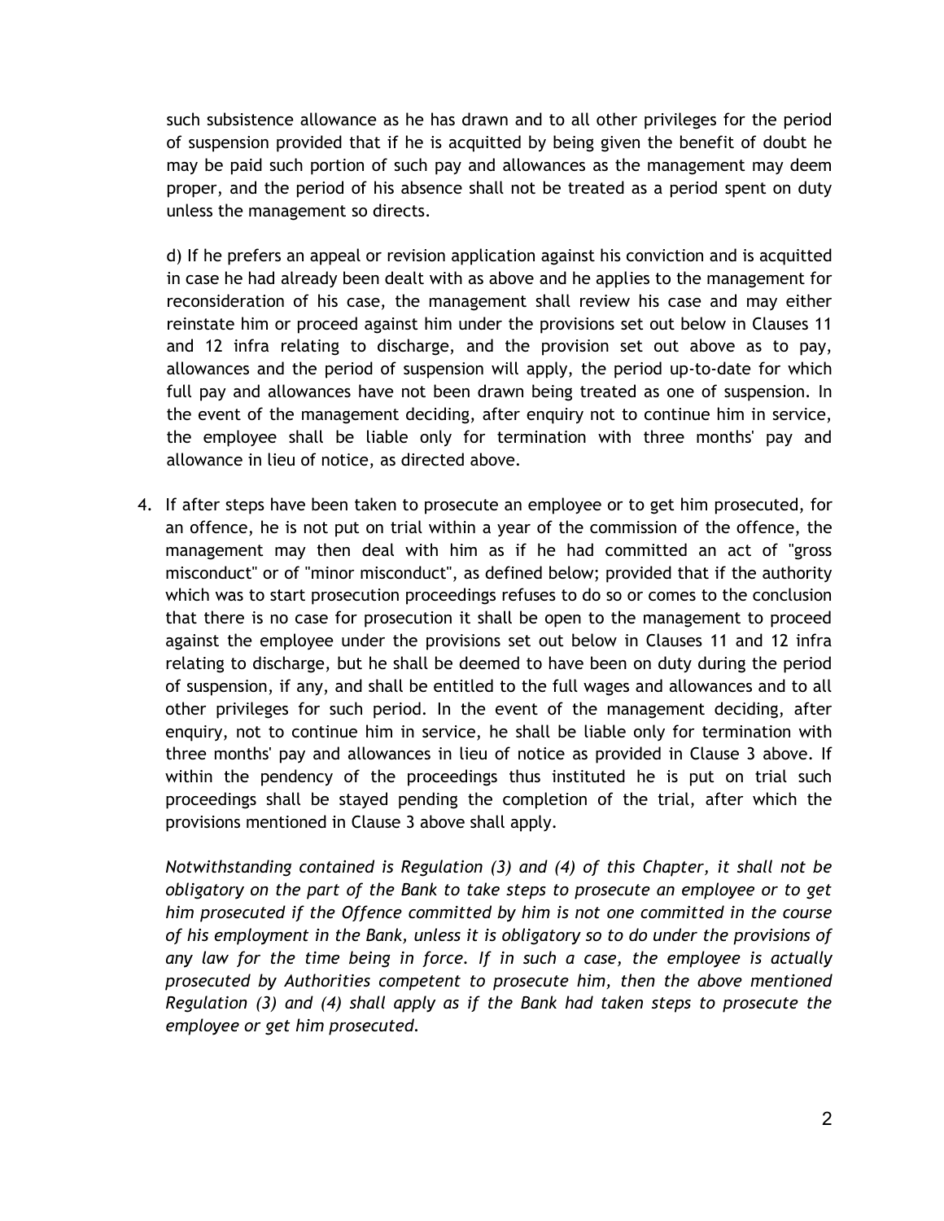such subsistence allowance as he has drawn and to all other privileges for the period of suspension provided that if he is acquitted by being given the benefit of doubt he may be paid such portion of such pay and allowances as the management may deem proper, and the period of his absence shall not be treated as a period spent on duty unless the management so directs.

d) If he prefers an appeal or revision application against his conviction and is acquitted in case he had already been dealt with as above and he applies to the management for reconsideration of his case, the management shall review his case and may either reinstate him or proceed against him under the provisions set out below in Clauses 11 and 12 infra relating to discharge, and the provision set out above as to pay, allowances and the period of suspension will apply, the period up-to-date for which full pay and allowances have not been drawn being treated as one of suspension. In the event of the management deciding, after enquiry not to continue him in service, the employee shall be liable only for termination with three months' pay and allowance in lieu of notice, as directed above.

4. If after steps have been taken to prosecute an employee or to get him prosecuted, for an offence, he is not put on trial within a year of the commission of the offence, the management may then deal with him as if he had committed an act of "gross misconduct" or of "minor misconduct", as defined below; provided that if the authority which was to start prosecution proceedings refuses to do so or comes to the conclusion that there is no case for prosecution it shall be open to the management to proceed against the employee under the provisions set out below in Clauses 11 and 12 infra relating to discharge, but he shall be deemed to have been on duty during the period of suspension, if any, and shall be entitled to the full wages and allowances and to all other privileges for such period. In the event of the management deciding, after enquiry, not to continue him in service, he shall be liable only for termination with three months' pay and allowances in lieu of notice as provided in Clause 3 above. If within the pendency of the proceedings thus instituted he is put on trial such proceedings shall be stayed pending the completion of the trial, after which the provisions mentioned in Clause 3 above shall apply.

*Notwithstanding contained is Regulation (3) and (4) of this Chapter, it shall not be obligatory on the part of the Bank to take steps to prosecute an employee or to get him prosecuted if the Offence committed by him is not one committed in the course of his employment in the Bank, unless it is obligatory so to do under the provisions of any law for the time being in force. If in such a case, the employee is actually prosecuted by Authorities competent to prosecute him, then the above mentioned Regulation (3) and (4) shall apply as if the Bank had taken steps to prosecute the employee or get him prosecuted.*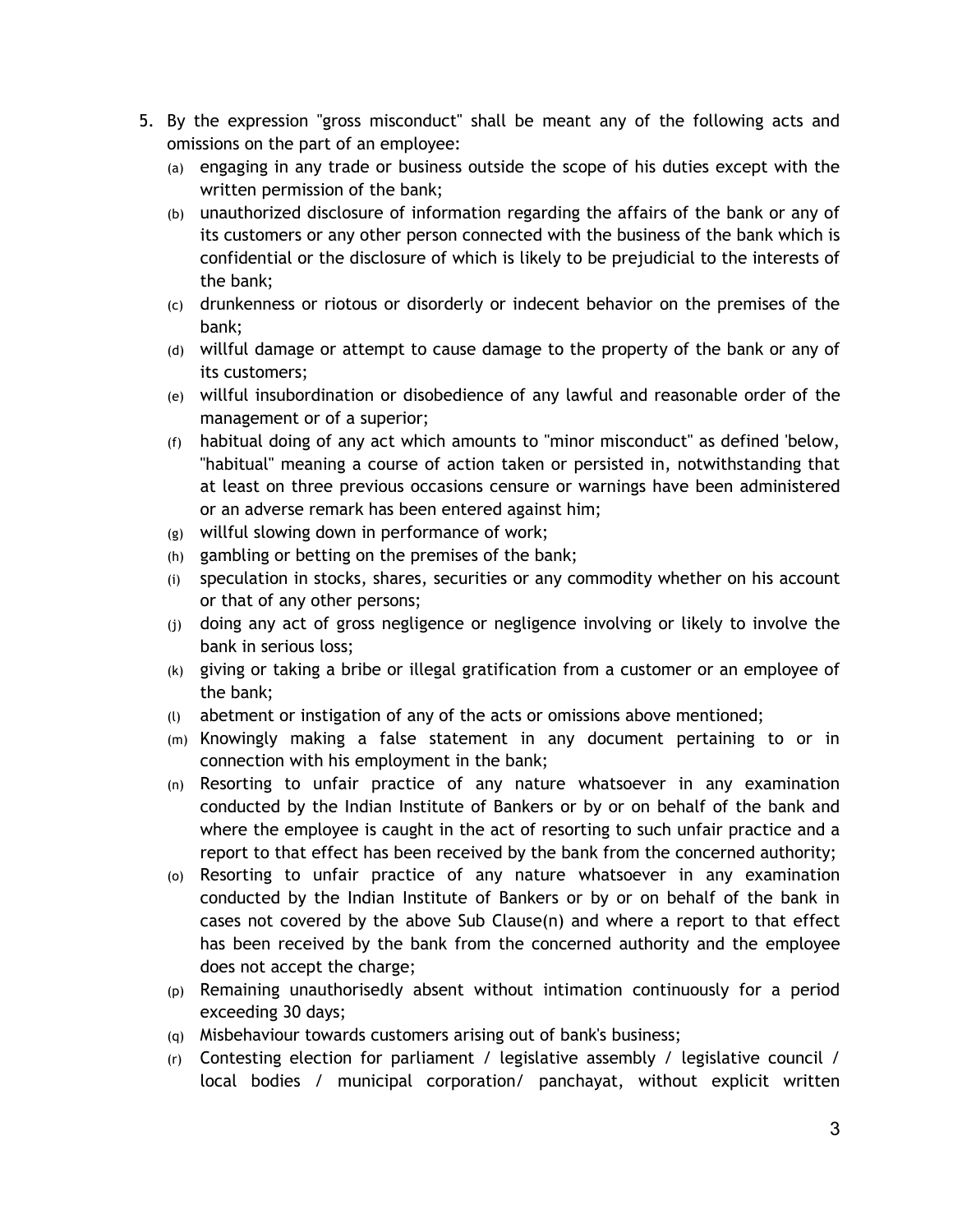5. By the expression "gross misconduct" shall be meant any of the following acts and omissions on the part of an employee:
   (a) engaging in any trade or business outside the scope of his duties except with the written permission of the bank;
   (b) unauthorized disclosure of information regarding the affairs of the bank or any of its customers or any other person connected with the business of the bank which is confidential or the disclosure of which is likely to be prejudicial to the interests of the bank;
   (c) drunkenness or riotous or disorderly or indecent behavior on the premises of the bank;
   (d) willful damage or attempt to cause damage to the property of the bank or any of its customers;
   (e) willful insubordination or disobedience of any lawful and reasonable order of the management or of a superior;
   (f) habitual doing of any act which amounts to "minor misconduct" as defined 'below, "habitual" meaning a course of action taken or persisted in, notwithstanding that at least on three previous occasions censure or warnings have been administered or an adverse remark has been entered against him;
   (g) willful slowing down in performance of work;
   (h) gambling or betting on the premises of the bank;
   (i) speculation in stocks, shares, securities or any commodity whether on his account or that of any other persons;
   (j) doing any act of gross negligence or negligence involving or likely to involve the bank in serious loss;
   (k) giving or taking a bribe or illegal gratification from a customer or an employee of the bank;
   (l) abetment or instigation of any of the acts or omissions above mentioned;
   (m) Knowingly making a false statement in any document pertaining to or in connection with his employment in the bank;
   (n) Resorting to unfair practice of any nature whatsoever in any examination conducted by the Indian Institute of Bankers or by or on behalf of the bank and where the employee is caught in the act of resorting to such unfair practice and a report to that effect has been received by the bank from the concerned authority;
   (o) Resorting to unfair practice of any nature whatsoever in any examination conducted by the Indian Institute of Bankers or by or on behalf of the bank in cases not covered by the above Sub Clause(n) and where a report to that effect has been received by the bank from the concerned authority and the employee does not accept the charge;
   (p) Remaining unauthorisedly absent without intimation continuously for a period exceeding 30 days;
   (q) Misbehaviour towards customers arising out of bank's business;
   (r) Contesting election for parliament / legislative assembly / legislative council / local bodies / municipal corporation/ panchayat, without explicit written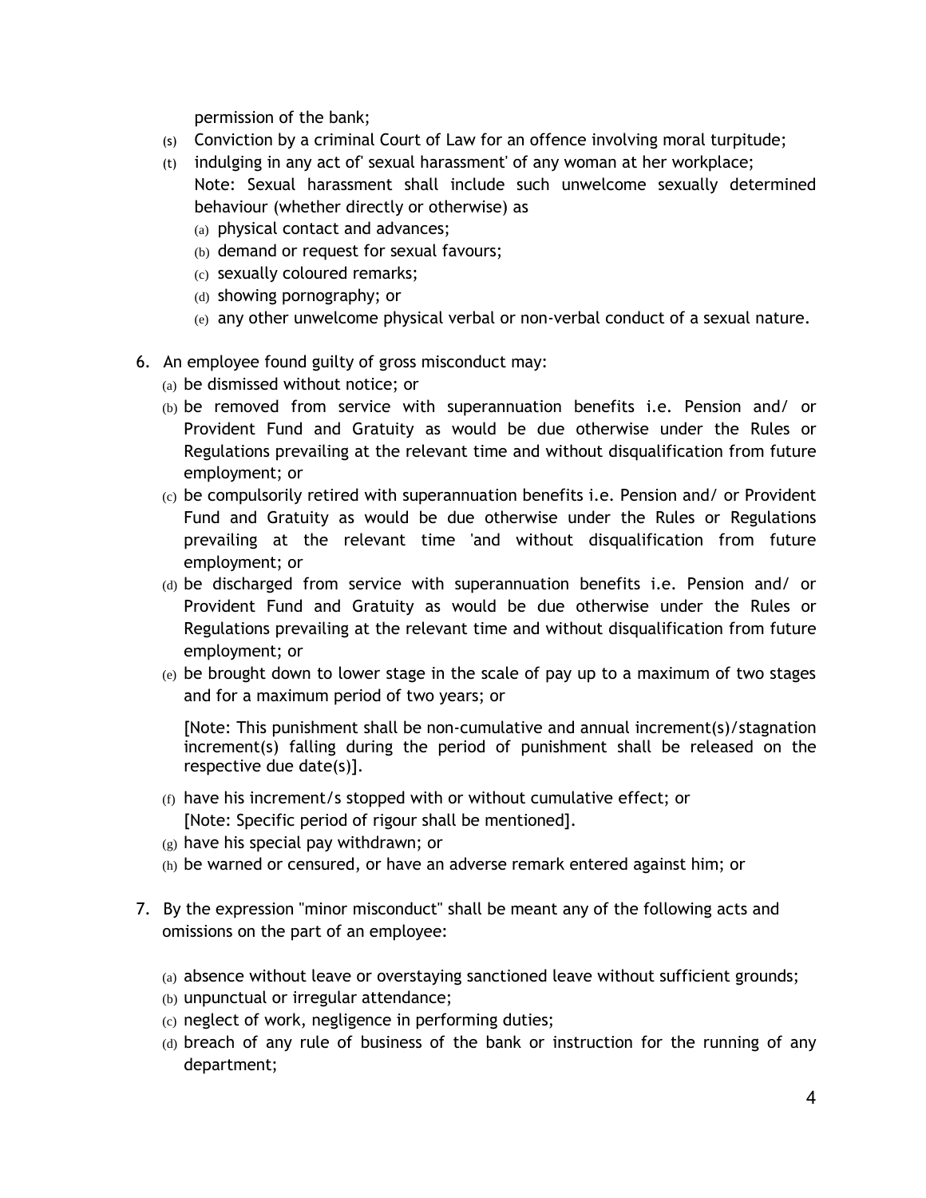permission of the bank;

(s) Conviction by a criminal Court of Law for an offence involving moral turpitude;

(t) indulging in any act of' sexual harassment' of any woman at her workplace;

Note: Sexual harassment shall include such unwelcome sexually determined behaviour (whether directly or otherwise) as

(a) physical contact and advances;
(b) demand or request for sexual favours;
(c) sexually coloured remarks;
(d) showing pornography; or
(e) any other unwelcome physical verbal or non-verbal conduct of a sexual nature.

6. An employee found guilty of gross misconduct may:

(a) be dismissed without notice; or

(b) be removed from service with superannuation benefits i.e. Pension and/ or Provident Fund and Gratuity as would be due otherwise under the Rules or Regulations prevailing at the relevant time and without disqualification from future employment; or

(c) be compulsorily retired with superannuation benefits i.e. Pension and/ or Provident Fund and Gratuity as would be due otherwise under the Rules or Regulations prevailing at the relevant time 'and without disqualification from future employment; or

(d) be discharged from service with superannuation benefits i.e. Pension and/ or Provident Fund and Gratuity as would be due otherwise under the Rules or Regulations prevailing at the relevant time and without disqualification from future employment; or

(e) be brought down to lower stage in the scale of pay up to a maximum of two stages and for a maximum period of two years; or

[Note: This punishment shall be non-cumulative and annual increment(s)/stagnation increment(s) falling during the period of punishment shall be released on the respective due date(s)].

(f) have his increment/s stopped with or without cumulative effect; or
[Note: Specific period of rigour shall be mentioned].

(g) have his special pay withdrawn; or

(h) be warned or censured, or have an adverse remark entered against him; or

7. By the expression "minor misconduct" shall be meant any of the following acts and omissions on the part of an employee:

(a) absence without leave or overstaying sanctioned leave without sufficient grounds;
(b) unpunctual or irregular attendance;
(c) neglect of work, negligence in performing duties;
(d) breach of any rule of business of the bank or instruction for the running of any department;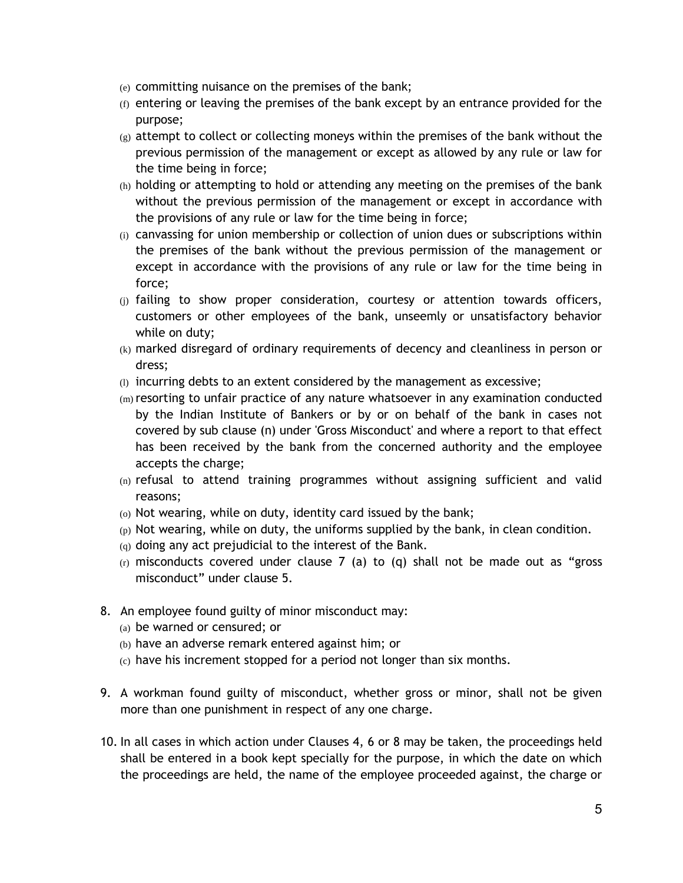(e) committing nuisance on the premises of the bank;

(f) entering or leaving the premises of the bank except by an entrance provided for the purpose;

(g) attempt to collect or collecting moneys within the premises of the bank without the previous permission of the management or except as allowed by any rule or law for the time being in force;

(h) holding or attempting to hold or attending any meeting on the premises of the bank without the previous permission of the management or except in accordance with the provisions of any rule or law for the time being in force;

(i) canvassing for union membership or collection of union dues or subscriptions within the premises of the bank without the previous permission of the management or except in accordance with the provisions of any rule or law for the time being in force;

(j) failing to show proper consideration, courtesy or attention towards officers, customers or other employees of the bank, unseemly or unsatisfactory behavior while on duty;

(k) marked disregard of ordinary requirements of decency and cleanliness in person or dress;

(l) incurring debts to an extent considered by the management as excessive;

(m) resorting to unfair practice of any nature whatsoever in any examination conducted by the Indian Institute of Bankers or by or on behalf of the bank in cases not covered by sub clause (n) under 'Gross Misconduct' and where a report to that effect has been received by the bank from the concerned authority and the employee accepts the charge;

(n) refusal to attend training programmes without assigning sufficient and valid reasons;

(o) Not wearing, while on duty, identity card issued by the bank;

(p) Not wearing, while on duty, the uniforms supplied by the bank, in clean condition.

(q) doing any act prejudicial to the interest of the Bank.

(r) misconducts covered under clause 7 (a) to (q) shall not be made out as "gross misconduct" under clause 5.

8. An employee found guilty of minor misconduct may:
   (a) be warned or censured; or
   (b) have an adverse remark entered against him; or
   (c) have his increment stopped for a period not longer than six months.

9. A workman found guilty of misconduct, whether gross or minor, shall not be given more than one punishment in respect of any one charge.

10. In all cases in which action under Clauses 4, 6 or 8 may be taken, the proceedings held shall be entered in a book kept specially for the purpose, in which the date on which the proceedings are held, the name of the employee proceeded against, the charge or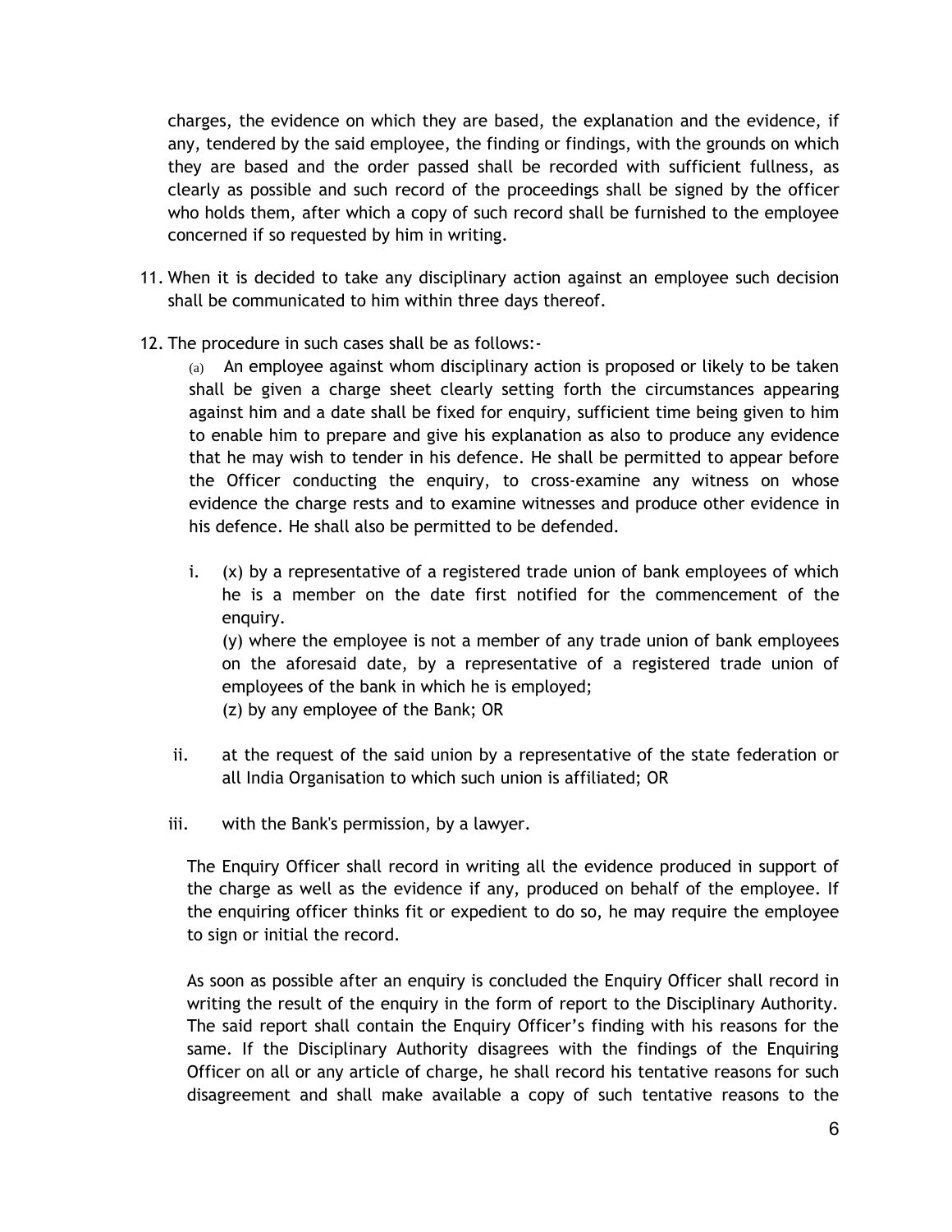charges, the evidence on which they are based, the explanation and the evidence, if any, tendered by the said employee, the finding or findings, with the grounds on which they are based and the order passed shall be recorded with sufficient fullness, as clearly as possible and such record of the proceedings shall be signed by the officer who holds them, after which a copy of such record shall be furnished to the employee concerned if so requested by him in writing.

11. When it is decided to take any disciplinary action against an employee such decision shall be communicated to him within three days thereof.

12. The procedure in such cases shall be as follows:-

    (a) An employee against whom disciplinary action is proposed or likely to be taken shall be given a charge sheet clearly setting forth the circumstances appearing against him and a date shall be fixed for enquiry, sufficient time being given to him to enable him to prepare and give his explanation as also to produce any evidence that he may wish to tender in his defence. He shall be permitted to appear before the Officer conducting the enquiry, to cross-examine any witness on whose evidence the charge rests and to examine witnesses and produce other evidence in his defence. He shall also be permitted to be defended.

    i. (x) by a representative of a registered trade union of bank employees of which he is a member on the date first notified for the commencement of the enquiry.
       (y) where the employee is not a member of any trade union of bank employees on the aforesaid date, by a representative of a registered trade union of employees of the bank in which he is employed;
       (z) by any employee of the Bank; OR

    ii. at the request of the said union by a representative of the state federation or all India Organisation to which such union is affiliated; OR

    iii. with the Bank's permission, by a lawyer.

    The Enquiry Officer shall record in writing all the evidence produced in support of the charge as well as the evidence if any, produced on behalf of the employee. If the enquiring officer thinks fit or expedient to do so, he may require the employee to sign or initial the record.

    As soon as possible after an enquiry is concluded the Enquiry Officer shall record in writing the result of the enquiry in the form of report to the Disciplinary Authority. The said report shall contain the Enquiry Officer's finding with his reasons for the same. If the Disciplinary Authority disagrees with the findings of the Enquiring Officer on all or any article of charge, he shall record his tentative reasons for such disagreement and shall make available a copy of such tentative reasons to the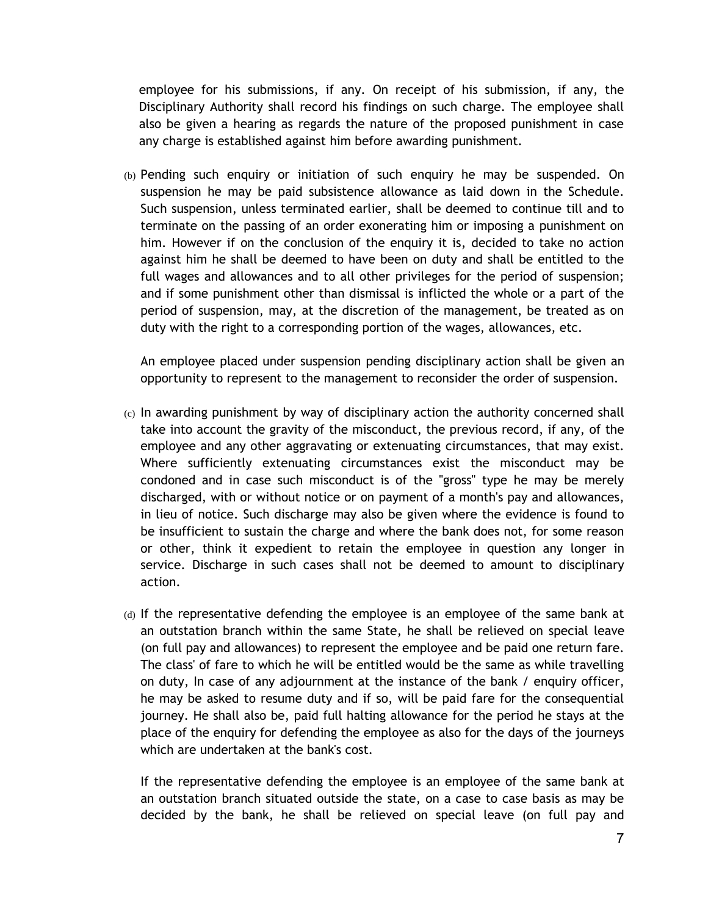employee for his submissions, if any. On receipt of his submission, if any, the Disciplinary Authority shall record his findings on such charge. The employee shall also be given a hearing as regards the nature of the proposed punishment in case any charge is established against him before awarding punishment.

(b) Pending such enquiry or initiation of such enquiry he may be suspended. On suspension he may be paid subsistence allowance as laid down in the Schedule. Such suspension, unless terminated earlier, shall be deemed to continue till and to terminate on the passing of an order exonerating him or imposing a punishment on him. However if on the conclusion of the enquiry it is, decided to take no action against him he shall be deemed to have been on duty and shall be entitled to the full wages and allowances and to all other privileges for the period of suspension; and if some punishment other than dismissal is inflicted the whole or a part of the period of suspension, may, at the discretion of the management, be treated as on duty with the right to a corresponding portion of the wages, allowances, etc.

An employee placed under suspension pending disciplinary action shall be given an opportunity to represent to the management to reconsider the order of suspension.

(c) In awarding punishment by way of disciplinary action the authority concerned shall take into account the gravity of the misconduct, the previous record, if any, of the employee and any other aggravating or extenuating circumstances, that may exist. Where sufficiently extenuating circumstances exist the misconduct may be condoned and in case such misconduct is of the "gross" type he may be merely discharged, with or without notice or on payment of a month's pay and allowances, in lieu of notice. Such discharge may also be given where the evidence is found to be insufficient to sustain the charge and where the bank does not, for some reason or other, think it expedient to retain the employee in question any longer in service. Discharge in such cases shall not be deemed to amount to disciplinary action.

(d) If the representative defending the employee is an employee of the same bank at an outstation branch within the same State, he shall be relieved on special leave (on full pay and allowances) to represent the employee and be paid one return fare. The class' of fare to which he will be entitled would be the same as while travelling on duty, In case of any adjournment at the instance of the bank / enquiry officer, he may be asked to resume duty and if so, will be paid fare for the consequential journey. He shall also be, paid full halting allowance for the period he stays at the place of the enquiry for defending the employee as also for the days of the journeys which are undertaken at the bank's cost.

If the representative defending the employee is an employee of the same bank at an outstation branch situated outside the state, on a case to case basis as may be decided by the bank, he shall be relieved on special leave (on full pay and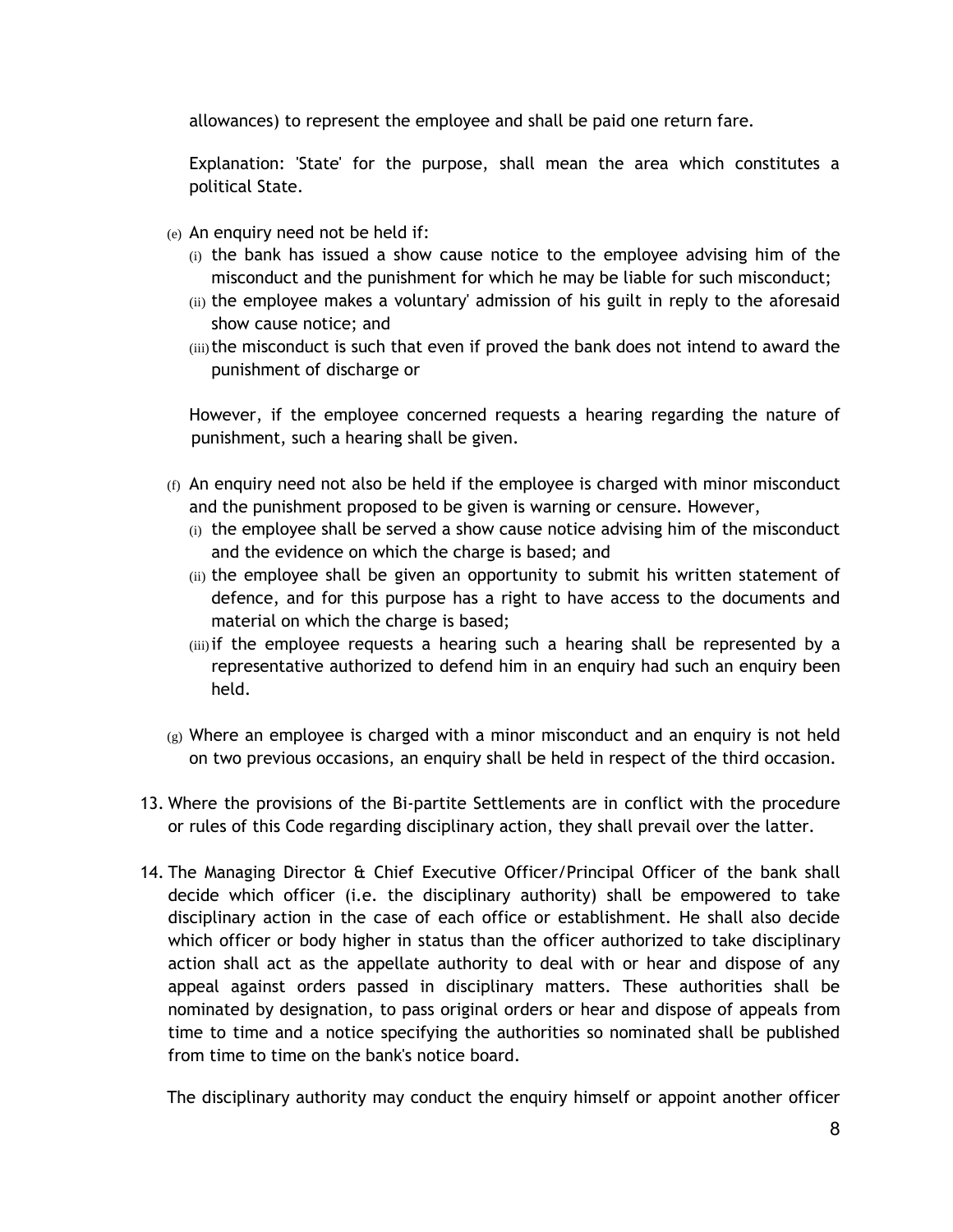allowances) to represent the employee and shall be paid one return fare.

Explanation: 'State' for the purpose, shall mean the area which constitutes a political State.

(e) An enquiry need not be held if:
   (i) the bank has issued a show cause notice to the employee advising him of the misconduct and the punishment for which he may be liable for such misconduct;
   (ii) the employee makes a voluntary' admission of his guilt in reply to the aforesaid show cause notice; and
   (iii) the misconduct is such that even if proved the bank does not intend to award the punishment of discharge or

   However, if the employee concerned requests a hearing regarding the nature of punishment, such a hearing shall be given.

(f) An enquiry need not also be held if the employee is charged with minor misconduct and the punishment proposed to be given is warning or censure. However,
   (i) the employee shall be served a show cause notice advising him of the misconduct and the evidence on which the charge is based; and
   (ii) the employee shall be given an opportunity to submit his written statement of defence, and for this purpose has a right to have access to the documents and material on which the charge is based;
   (iii) if the employee requests a hearing such a hearing shall be represented by a representative authorized to defend him in an enquiry had such an enquiry been held.

(g) Where an employee is charged with a minor misconduct and an enquiry is not held on two previous occasions, an enquiry shall be held in respect of the third occasion.

13. Where the provisions of the Bi-partite Settlements are in conflict with the procedure or rules of this Code regarding disciplinary action, they shall prevail over the latter.

14. The Managing Director & Chief Executive Officer/Principal Officer of the bank shall decide which officer (i.e. the disciplinary authority) shall be empowered to take disciplinary action in the case of each office or establishment. He shall also decide which officer or body higher in status than the officer authorized to take disciplinary action shall act as the appellate authority to deal with or hear and dispose of any appeal against orders passed in disciplinary matters. These authorities shall be nominated by designation, to pass original orders or hear and dispose of appeals from time to time and a notice specifying the authorities so nominated shall be published from time to time on the bank's notice board.

   The disciplinary authority may conduct the enquiry himself or appoint another officer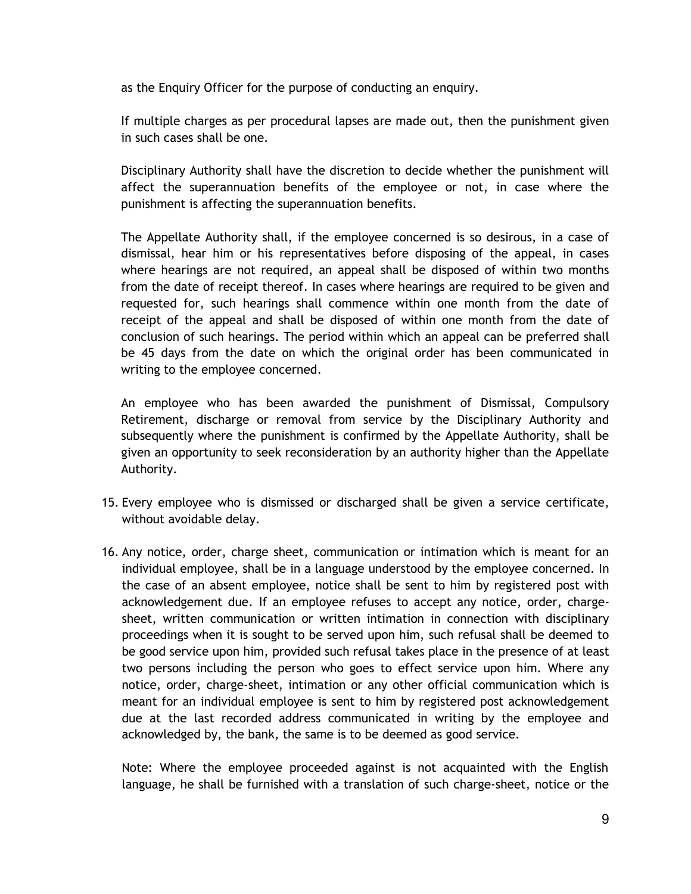as the Enquiry Officer for the purpose of conducting an enquiry.

If multiple charges as per procedural lapses are made out, then the punishment given in such cases shall be one.

Disciplinary Authority shall have the discretion to decide whether the punishment will affect the superannuation benefits of the employee or not, in case where the punishment is affecting the superannuation benefits.

The Appellate Authority shall, if the employee concerned is so desirous, in a case of dismissal, hear him or his representatives before disposing of the appeal, in cases where hearings are not required, an appeal shall be disposed of within two months from the date of receipt thereof. In cases where hearings are required to be given and requested for, such hearings shall commence within one month from the date of receipt of the appeal and shall be disposed of within one month from the date of conclusion of such hearings. The period within which an appeal can be preferred shall be 45 days from the date on which the original order has been communicated in writing to the employee concerned.

An employee who has been awarded the punishment of Dismissal, Compulsory Retirement, discharge or removal from service by the Disciplinary Authority and subsequently where the punishment is confirmed by the Appellate Authority, shall be given an opportunity to seek reconsideration by an authority higher than the Appellate Authority.

15. Every employee who is dismissed or discharged shall be given a service certificate, without avoidable delay.

16. Any notice, order, charge sheet, communication or intimation which is meant for an individual employee, shall be in a language understood by the employee concerned. In the case of an absent employee, notice shall be sent to him by registered post with acknowledgement due. If an employee refuses to accept any notice, order, charge-sheet, written communication or written intimation in connection with disciplinary proceedings when it is sought to be served upon him, such refusal shall be deemed to be good service upon him, provided such refusal takes place in the presence of at least two persons including the person who goes to effect service upon him. Where any notice, order, charge-sheet, intimation or any other official communication which is meant for an individual employee is sent to him by registered post acknowledgement due at the last recorded address communicated in writing by the employee and acknowledged by, the bank, the same is to be deemed as good service.

    Note: Where the employee proceeded against is not acquainted with the English language, he shall be furnished with a translation of such charge-sheet, notice or the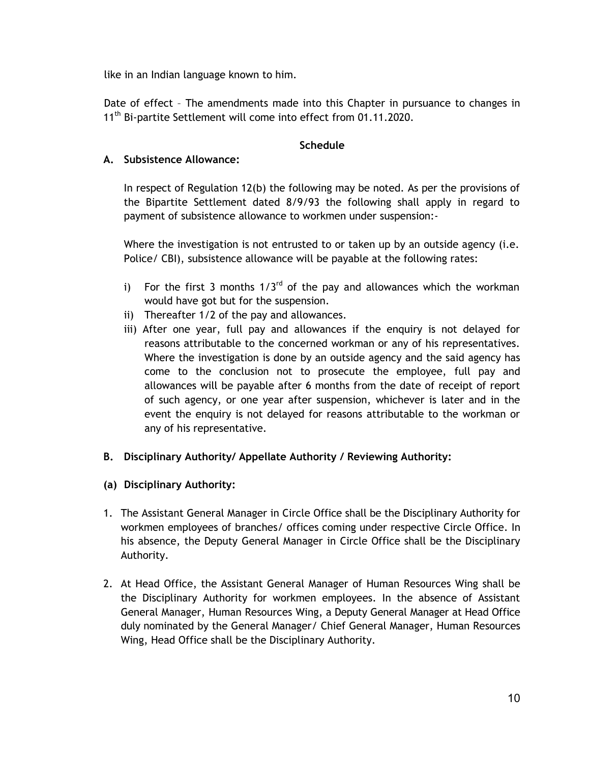like in an Indian language known to him.

Date of effect – The amendments made into this Chapter in pursuance to changes in 11th Bi-partite Settlement will come into effect from 01.11.2020.

**Schedule**

**A. Subsistence Allowance:**

In respect of Regulation 12(b) the following may be noted. As per the provisions of the Bipartite Settlement dated 8/9/93 the following shall apply in regard to payment of subsistence allowance to workmen under suspension:-

Where the investigation is not entrusted to or taken up by an outside agency (i.e. Police/ CBI), subsistence allowance will be payable at the following rates:

i) For the first 3 months 1/3rd of the pay and allowances which the workman would have got but for the suspension.
ii) Thereafter 1/2 of the pay and allowances.
iii) After one year, full pay and allowances if the enquiry is not delayed for reasons attributable to the concerned workman or any of his representatives. Where the investigation is done by an outside agency and the said agency has come to the conclusion not to prosecute the employee, full pay and allowances will be payable after 6 months from the date of receipt of report of such agency, or one year after suspension, whichever is later and in the event the enquiry is not delayed for reasons attributable to the workman or any of his representative.

**B. Disciplinary Authority/ Appellate Authority / Reviewing Authority:**

**(a) Disciplinary Authority:**

1. The Assistant General Manager in Circle Office shall be the Disciplinary Authority for workmen employees of branches/ offices coming under respective Circle Office. In his absence, the Deputy General Manager in Circle Office shall be the Disciplinary Authority.

2. At Head Office, the Assistant General Manager of Human Resources Wing shall be the Disciplinary Authority for workmen employees. In the absence of Assistant General Manager, Human Resources Wing, a Deputy General Manager at Head Office duly nominated by the General Manager/ Chief General Manager, Human Resources Wing, Head Office shall be the Disciplinary Authority.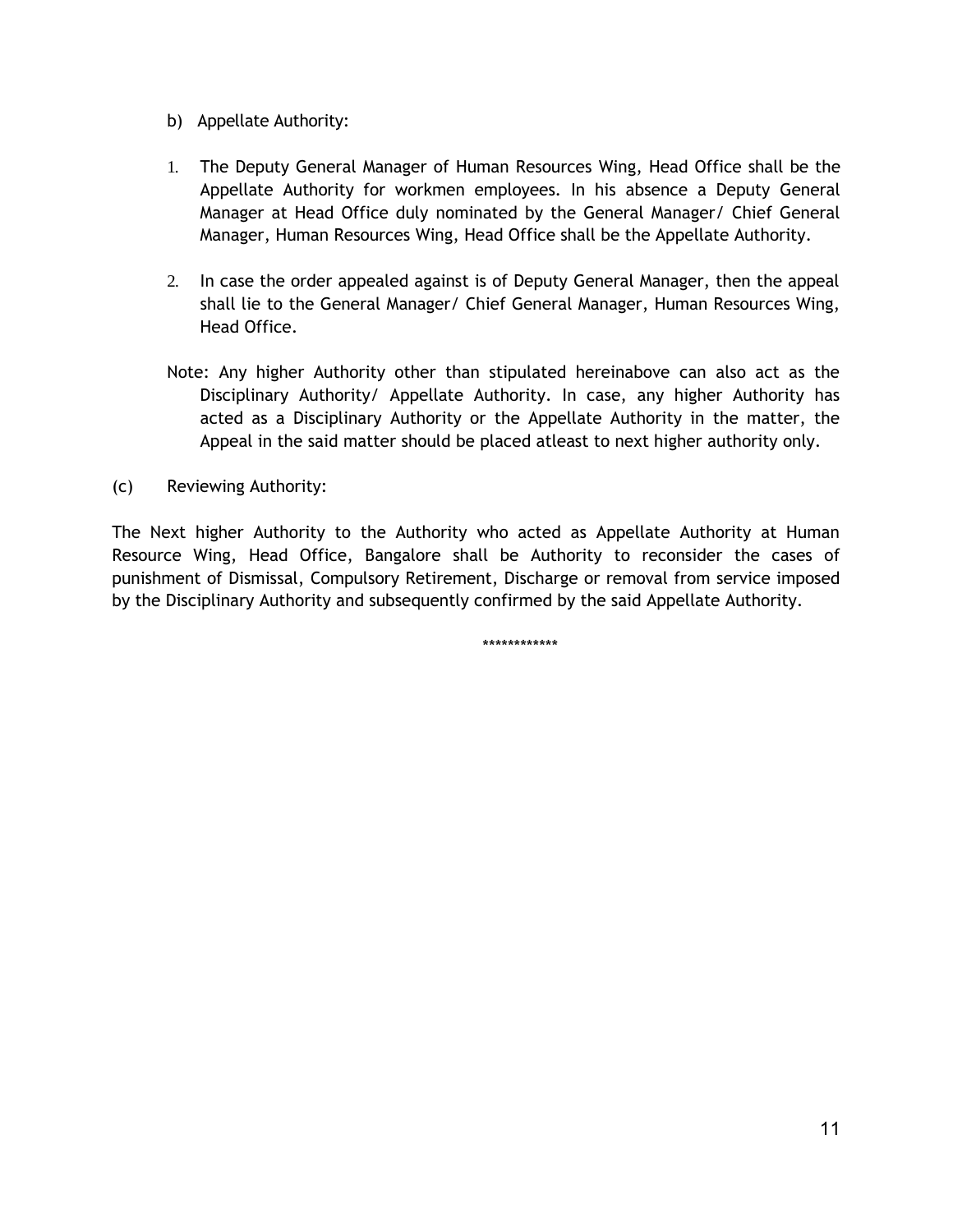b) Appellate Authority:

1. The Deputy General Manager of Human Resources Wing, Head Office shall be the Appellate Authority for workmen employees. In his absence a Deputy General Manager at Head Office duly nominated by the General Manager/ Chief General Manager, Human Resources Wing, Head Office shall be the Appellate Authority.

2. In case the order appealed against is of Deputy General Manager, then the appeal shall lie to the General Manager/ Chief General Manager, Human Resources Wing, Head Office.

Note: Any higher Authority other than stipulated hereinabove can also act as the Disciplinary Authority/ Appellate Authority. In case, any higher Authority has acted as a Disciplinary Authority or the Appellate Authority in the matter, the Appeal in the said matter should be placed atleast to next higher authority only.

(c) Reviewing Authority:

The Next higher Authority to the Authority who acted as Appellate Authority at Human Resource Wing, Head Office, Bangalore shall be Authority to reconsider the cases of punishment of Dismissal, Compulsory Retirement, Discharge or removal from service imposed by the Disciplinary Authority and subsequently confirmed by the said Appellate Authority.

************